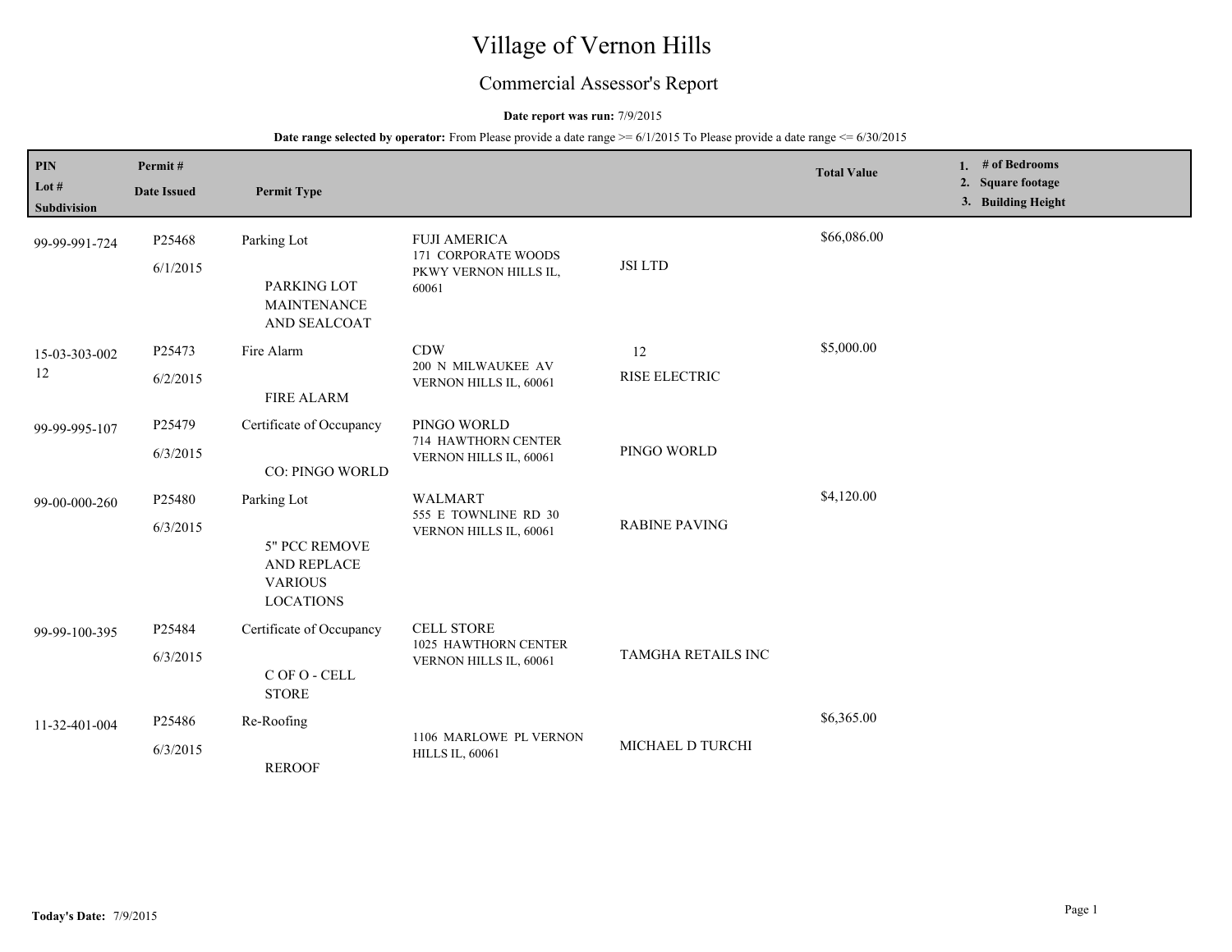# Village of Vernon Hills

## Commercial Assessor's Report

**Date report was run:** 7/9/2015

**Date range selected by operator:** From Please provide a date range >= 6/1/2015 To Please provide a date range <= 6/30/2015

| PIN<br>Lot #<br>Subdivision | Permit #<br>Date Issued | Permit Type | | | Total Value | 1. # of Bedrooms<br>2. Square footage<br>3. Building Height |
|---|---|---|---|---|---|---|
| 99-99-991-724 | P25468<br>6/1/2015 | Parking Lot<br>PARKING LOT MAINTENANCE AND SEALCOAT | FUJI AMERICA<br>171 CORPORATE WOODS PKWY VERNON HILLS IL, 60061 | JSI LTD | $66,086.00 | |
| 15-03-303-002<br>12 | P25473<br>6/2/2015 | Fire Alarm<br>FIRE ALARM | CDW<br>200 N MILWAUKEE AV VERNON HILLS IL, 60061 | 12<br>RISE ELECTRIC | $5,000.00 | |
| 99-99-995-107 | P25479<br>6/3/2015 | Certificate of Occupancy<br>CO: PINGO WORLD | PINGO WORLD<br>714 HAWTHORN CENTER VERNON HILLS IL, 60061 | PINGO WORLD | | |
| 99-00-000-260 | P25480<br>6/3/2015 | Parking Lot<br>5" PCC REMOVE AND REPLACE VARIOUS LOCATIONS | WALMART<br>555 E TOWNLINE RD 30 VERNON HILLS IL, 60061 | RABINE PAVING | $4,120.00 | |
| 99-99-100-395 | P25484<br>6/3/2015 | Certificate of Occupancy<br>C OF O - CELL STORE | CELL STORE<br>1025 HAWTHORN CENTER VERNON HILLS IL, 60061 | TAMGHA RETAILS INC | | |
| 11-32-401-004 | P25486<br>6/3/2015 | Re-Roofing<br>REROOF | 1106 MARLOWE PL VERNON HILLS IL, 60061 | MICHAEL D TURCHI | $6,365.00 | |

**Today's Date:** 7/9/2015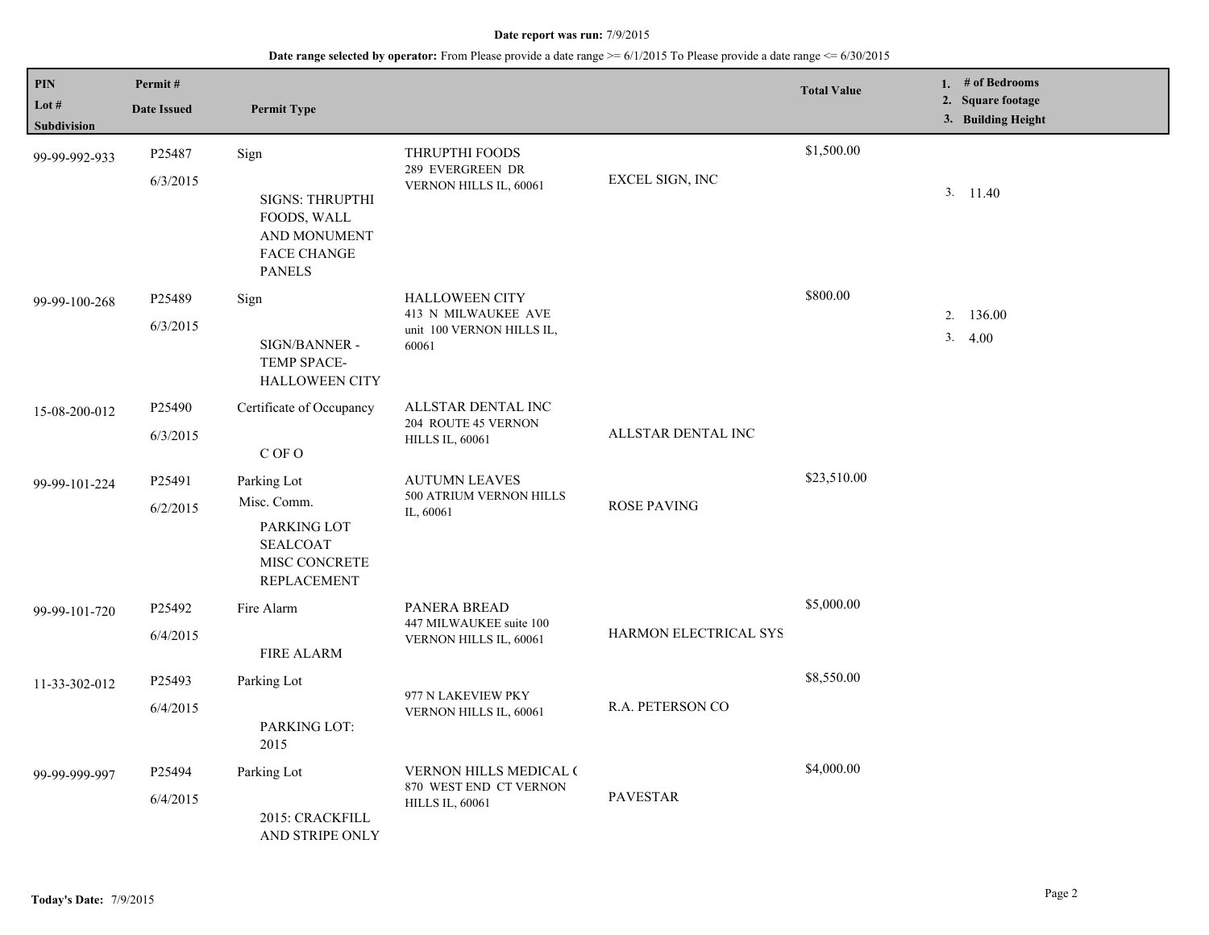**Date report was run:** 7/9/2015

**Date range selected by operator:** From Please provide a date range >= 6/1/2015 To Please provide a date range <= 6/30/2015

| PIN<br>Lot #<br>Subdivision | Permit #<br>Date Issued | Permit Type | | | Total Value | 1. # of Bedrooms<br>2. Square footage<br>3. Building Height |
|---|---|---|---|---|---|---|
| 99-99-992-933 | P25487<br>6/3/2015 | Sign<br>SIGNS: THRUPTHI FOODS, WALL AND MONUMENT FACE CHANGE PANELS | THRUPTHI FOODS<br>289 EVERGREEN DR<br>VERNON HILLS IL, 60061 | EXCEL SIGN, INC | $1,500.00 | 3. 11.40 |
| 99-99-100-268 | P25489<br>6/3/2015 | Sign<br>SIGN/BANNER - TEMP SPACE- HALLOWEEN CITY | HALLOWEEN CITY<br>413 N MILWAUKEE AVE<br>unit 100 VERNON HILLS IL, 60061 | | $800.00 | 2. 136.00<br>3. 4.00 |
| 15-08-200-012 | P25490<br>6/3/2015 | Certificate of Occupancy<br>C OF O | ALLSTAR DENTAL INC<br>204 ROUTE 45 VERNON HILLS IL, 60061 | ALLSTAR DENTAL INC | | |
| 99-99-101-224 | P25491<br>6/2/2015 | Parking Lot<br>Misc. Comm.<br>PARKING LOT SEALCOAT MISC CONCRETE REPLACEMENT | AUTUMN LEAVES<br>500 ATRIUM VERNON HILLS IL, 60061 | ROSE PAVING | $23,510.00 | |
| 99-99-101-720 | P25492<br>6/4/2015 | Fire Alarm<br>FIRE ALARM | PANERA BREAD<br>447 MILWAUKEE suite 100<br>VERNON HILLS IL, 60061 | HARMON ELECTRICAL SYS | $5,000.00 | |
| 11-33-302-012 | P25493<br>6/4/2015 | Parking Lot<br>PARKING LOT: 2015 | 977 N LAKEVIEW PKY<br>VERNON HILLS IL, 60061 | R.A. PETERSON CO | $8,550.00 | |
| 99-99-999-997 | P25494<br>6/4/2015 | Parking Lot<br>2015: CRACKFILL AND STRIPE ONLY | VERNON HILLS MEDICAL (<br>870 WEST END CT VERNON HILLS IL, 60061 | PAVESTAR | $4,000.00 | |

**Today's Date:** 7/9/2015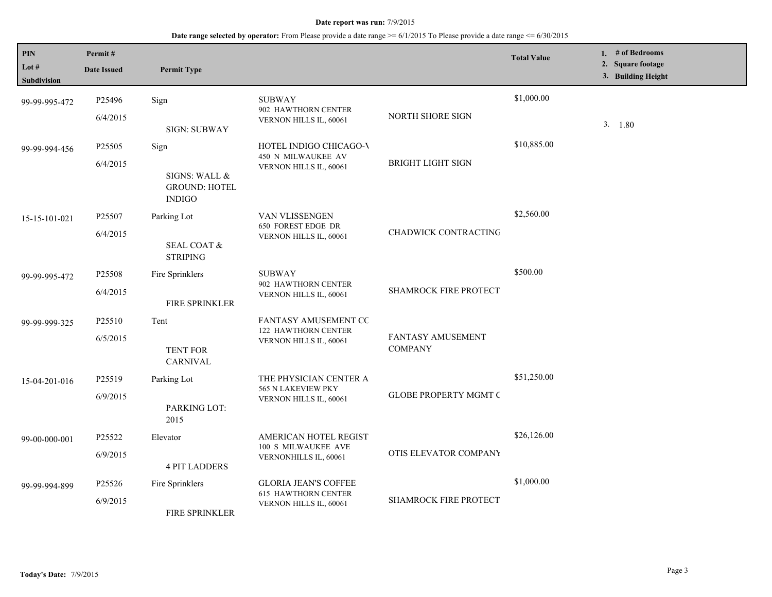**Date report was run:** 7/9/2015

**Date range selected by operator:** From Please provide a date range >= 6/1/2015 To Please provide a date range <= 6/30/2015

| PIN / Lot # / Subdivision | Permit # / Date Issued | Permit Type | | | Total Value | 1. # of Bedrooms 2. Square footage 3. Building Height |
|---|---|---|---|---|---|---|
| 99-99-995-472 | P25496 6/4/2015 | Sign SIGN: SUBWAY | SUBWAY 902 HAWTHORN CENTER VERNON HILLS IL, 60061 | NORTH SHORE SIGN | $1,000.00 | 3. 1.80 |
| 99-99-994-456 | P25505 6/4/2015 | Sign SIGNS: WALL & GROUND: HOTEL INDIGO | HOTEL INDIGO CHICAGO-V 450 N MILWAUKEE AV VERNON HILLS IL, 60061 | BRIGHT LIGHT SIGN | $10,885.00 | |
| 15-15-101-021 | P25507 6/4/2015 | Parking Lot SEAL COAT & STRIPING | VAN VLISSENGEN 650 FOREST EDGE DR VERNON HILLS IL, 60061 | CHADWICK CONTRACTING | $2,560.00 | |
| 99-99-995-472 | P25508 6/4/2015 | Fire Sprinklers FIRE SPRINKLER | SUBWAY 902 HAWTHORN CENTER VERNON HILLS IL, 60061 | SHAMROCK FIRE PROTECT | $500.00 | |
| 99-99-999-325 | P25510 6/5/2015 | Tent TENT FOR CARNIVAL | FANTASY AMUSEMENT CC 122 HAWTHORN CENTER VERNON HILLS IL, 60061 | FANTASY AMUSEMENT COMPANY | | |
| 15-04-201-016 | P25519 6/9/2015 | Parking Lot PARKING LOT: 2015 | THE PHYSICIAN CENTER A 565 N LAKEVIEW PKY VERNON HILLS IL, 60061 | GLOBE PROPERTY MGMT C | $51,250.00 | |
| 99-00-000-001 | P25522 6/9/2015 | Elevator 4 PIT LADDERS | AMERICAN HOTEL REGIST 100 S MILWAUKEE AVE VERNONHILLS IL, 60061 | OTIS ELEVATOR COMPANY | $26,126.00 | |
| 99-99-994-899 | P25526 6/9/2015 | Fire Sprinklers FIRE SPRINKLER | GLORIA JEAN'S COFFEE 615 HAWTHORN CENTER VERNON HILLS IL, 60061 | SHAMROCK FIRE PROTECT | $1,000.00 | |

**Today's Date:** 7/9/2015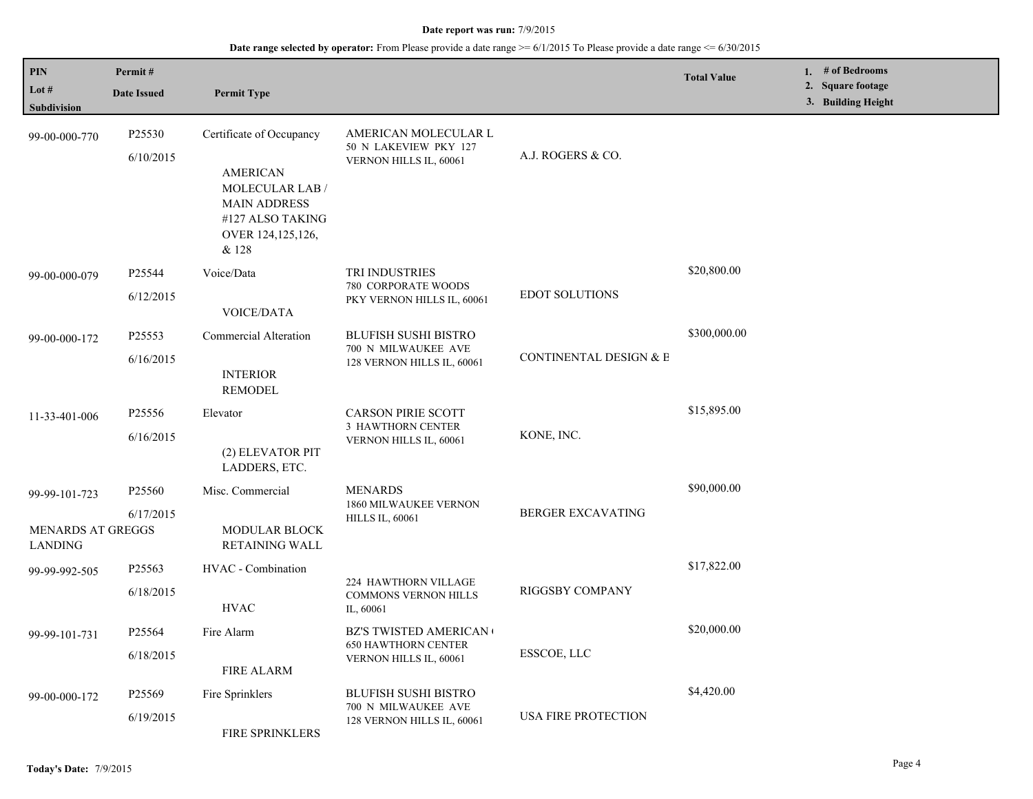**Date report was run:** 7/9/2015

**Date range selected by operator:** From Please provide a date range >= 6/1/2015 To Please provide a date range <= 6/30/2015

| PIN / Lot # / Subdivision | Permit # / Date Issued | Permit Type | | | Total Value | 1. # of Bedrooms 2. Square footage 3. Building Height |
|---|---|---|---|---|---|---|
| 99-00-000-770 | P25530 6/10/2015 | Certificate of Occupancy AMERICAN MOLECULAR LAB / MAIN ADDRESS #127 ALSO TAKING OVER 124,125,126, & 128 | AMERICAN MOLECULAR L 50 N LAKEVIEW PKY 127 VERNON HILLS IL, 60061 | A.J. ROGERS & CO. | | |
| 99-00-000-079 | P25544 6/12/2015 | Voice/Data VOICE/DATA | TRI INDUSTRIES 780 CORPORATE WOODS PKY VERNON HILLS IL, 60061 | EDOT SOLUTIONS | $20,800.00 | |
| 99-00-000-172 | P25553 6/16/2015 | Commercial Alteration INTERIOR REMODEL | BLUFISH SUSHI BISTRO 700 N MILWAUKEE AVE 128 VERNON HILLS IL, 60061 | CONTINENTAL DESIGN & E | $300,000.00 | |
| 11-33-401-006 | P25556 6/16/2015 | Elevator (2) ELEVATOR PIT LADDERS, ETC. | CARSON PIRIE SCOTT 3 HAWTHORN CENTER VERNON HILLS IL, 60061 | KONE, INC. | $15,895.00 | |
| 99-99-101-723 MENARDS AT GREGGS LANDING | P25560 6/17/2015 | Misc. Commercial MODULAR BLOCK RETAINING WALL | MENARDS 1860 MILWAUKEE VERNON HILLS IL, 60061 | BERGER EXCAVATING | $90,000.00 | |
| 99-99-992-505 | P25563 6/18/2015 | HVAC - Combination HVAC | 224 HAWTHORN VILLAGE COMMONS VERNON HILLS IL, 60061 | RIGGSBY COMPANY | $17,822.00 | |
| 99-99-101-731 | P25564 6/18/2015 | Fire Alarm FIRE ALARM | BZ'S TWISTED AMERICAN 650 HAWTHORN CENTER VERNON HILLS IL, 60061 | ESSCOE, LLC | $20,000.00 | |
| 99-00-000-172 | P25569 6/19/2015 | Fire Sprinklers FIRE SPRINKLERS | BLUFISH SUSHI BISTRO 700 N MILWAUKEE AVE 128 VERNON HILLS IL, 60061 | USA FIRE PROTECTION | $4,420.00 | |

**Today's Date:** 7/9/2015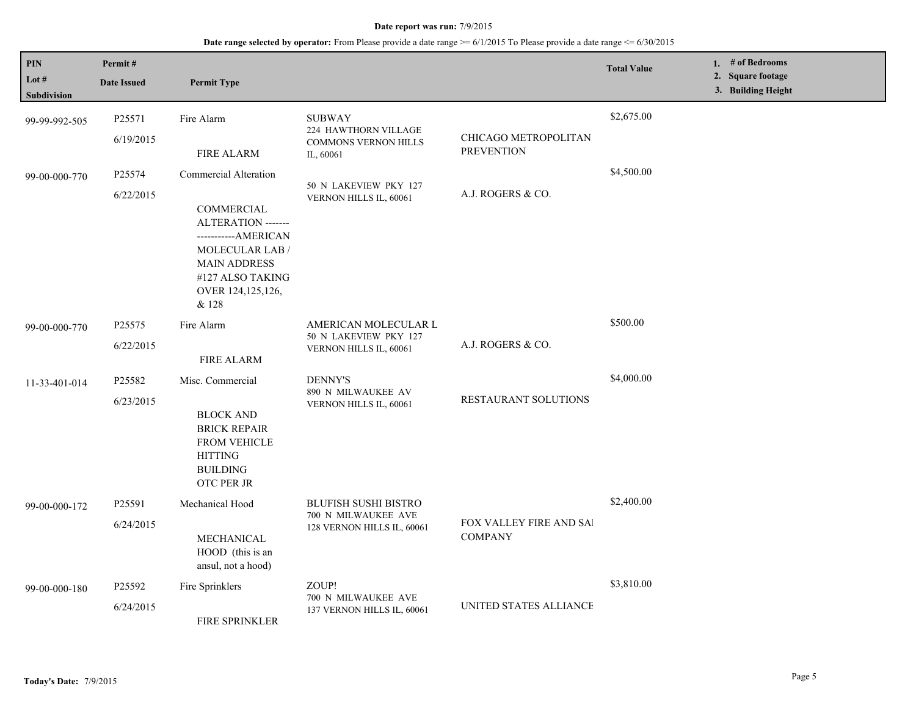**Date report was run:** 7/9/2015

**Date range selected by operator:** From Please provide a date range >= 6/1/2015 To Please provide a date range <= 6/30/2015

| PIN<br>Lot #<br>Subdivision | Permit #<br>Date Issued | Permit Type | | | Total Value | 1. # of Bedrooms<br>2. Square footage<br>3. Building Height |
|---|---|---|---|---|---|---|
| 99-99-992-505 | P25571<br>6/19/2015 | Fire Alarm<br><br>FIRE ALARM | SUBWAY<br>224 HAWTHORN VILLAGE COMMONS VERNON HILLS IL, 60061 | CHICAGO METROPOLITAN PREVENTION | $2,675.00 | |
| 99-00-000-770 | P25574<br>6/22/2015 | Commercial Alteration<br><br>COMMERCIAL ALTERATION ------------------AMERICAN MOLECULAR LAB / MAIN ADDRESS #127 ALSO TAKING OVER 124,125,126, & 128 | 50 N LAKEVIEW PKY 127 VERNON HILLS IL, 60061 | A.J. ROGERS & CO. | $4,500.00 | |
| 99-00-000-770 | P25575<br>6/22/2015 | Fire Alarm<br><br>FIRE ALARM | AMERICAN MOLECULAR L<br>50 N LAKEVIEW PKY 127 VERNON HILLS IL, 60061 | A.J. ROGERS & CO. | $500.00 | |
| 11-33-401-014 | P25582<br>6/23/2015 | Misc. Commercial<br><br>BLOCK AND BRICK REPAIR FROM VEHICLE HITTING BUILDING OTC PER JR | DENNY'S<br>890 N MILWAUKEE AV VERNON HILLS IL, 60061 | RESTAURANT SOLUTIONS | $4,000.00 | |
| 99-00-000-172 | P25591<br>6/24/2015 | Mechanical Hood<br><br>MECHANICAL HOOD (this is an ansul, not a hood) | BLUFISH SUSHI BISTRO<br>700 N MILWAUKEE AVE 128 VERNON HILLS IL, 60061 | FOX VALLEY FIRE AND SAI COMPANY | $2,400.00 | |
| 99-00-000-180 | P25592<br>6/24/2015 | Fire Sprinklers<br><br>FIRE SPRINKLER | ZOUP!<br>700 N MILWAUKEE AVE 137 VERNON HILLS IL, 60061 | UNITED STATES ALLIANCE | $3,810.00 | |

**Today's Date:** 7/9/2015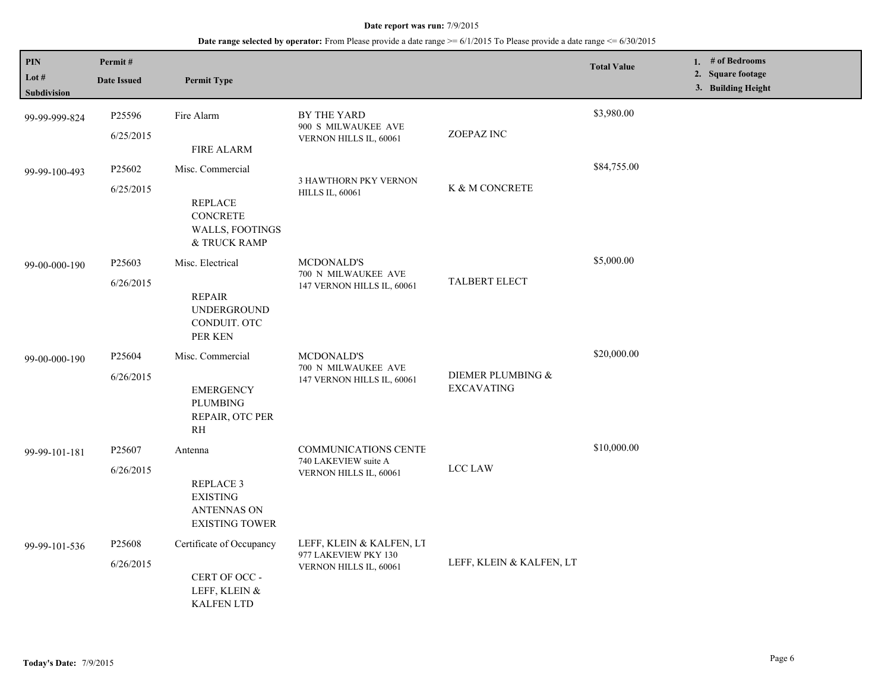**Date report was run:** 7/9/2015

**Date range selected by operator:** From Please provide a date range >= 6/1/2015 To Please provide a date range <= 6/30/2015

| PIN<br>Lot #<br>Subdivision | Permit #<br>Date Issued | Permit Type | | | Total Value | 1. # of Bedrooms<br>2. Square footage<br>3. Building Height |
|---|---|---|---|---|---|---|
| 99-99-999-824 | P25596<br>6/25/2015 | Fire Alarm<br><br>FIRE ALARM | BY THE YARD<br>900 S MILWAUKEE AVE<br>VERNON HILLS IL, 60061 | ZOEPAZ INC | $3,980.00 | |
| 99-99-100-493 | P25602<br>6/25/2015 | Misc. Commercial<br><br>REPLACE CONCRETE WALLS, FOOTINGS & TRUCK RAMP | 3 HAWTHORN PKY VERNON HILLS IL, 60061 | K & M CONCRETE | $84,755.00 | |
| 99-00-000-190 | P25603<br>6/26/2015 | Misc. Electrical<br><br>REPAIR UNDERGROUND CONDUIT. OTC PER KEN | MCDONALD'S<br>700 N MILWAUKEE AVE<br>147 VERNON HILLS IL, 60061 | TALBERT ELECT | $5,000.00 | |
| 99-00-000-190 | P25604<br>6/26/2015 | Misc. Commercial<br><br>EMERGENCY PLUMBING REPAIR, OTC PER RH | MCDONALD'S<br>700 N MILWAUKEE AVE<br>147 VERNON HILLS IL, 60061 | DIEMER PLUMBING & EXCAVATING | $20,000.00 | |
| 99-99-101-181 | P25607<br>6/26/2015 | Antenna<br><br>REPLACE 3 EXISTING ANTENNAS ON EXISTING TOWER | COMMUNICATIONS CENTE<br>740 LAKEVIEW suite A<br>VERNON HILLS IL, 60061 | LCC LAW | $10,000.00 | |
| 99-99-101-536 | P25608<br>6/26/2015 | Certificate of Occupancy<br><br>CERT OF OCC - LEFF, KLEIN & KALFEN LTD | LEFF, KLEIN & KALFEN, LT<br>977 LAKEVIEW PKY 130<br>VERNON HILLS IL, 60061 | LEFF, KLEIN & KALFEN, LT | | |

**Today's Date:** 7/9/2015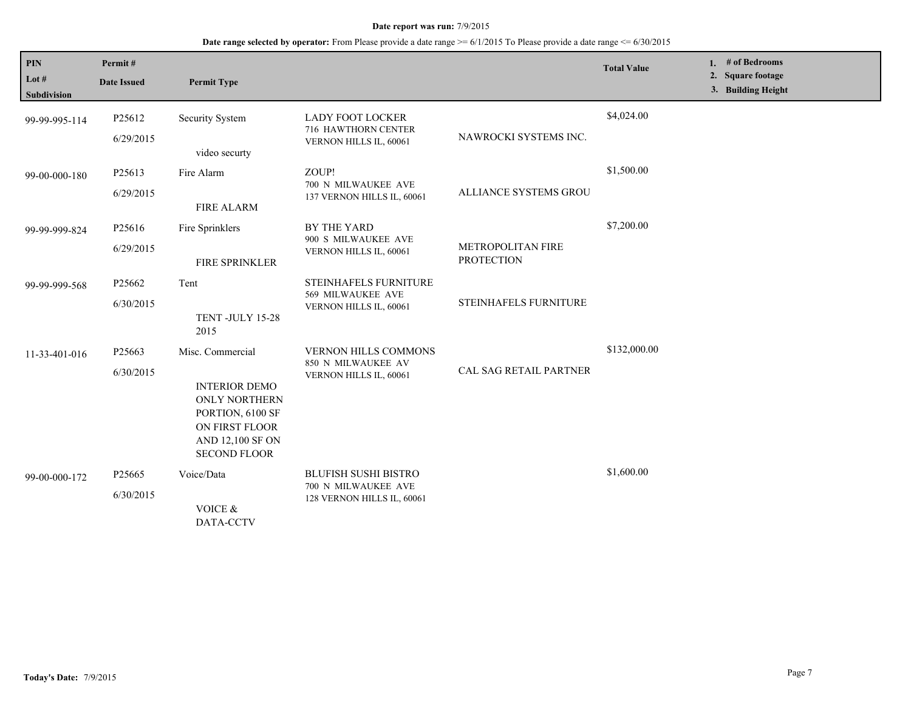**Date report was run:** 7/9/2015

**Date range selected by operator:** From Please provide a date range >= 6/1/2015 To Please provide a date range <= 6/30/2015

| PIN / Lot # / Subdivision | Permit # / Date Issued | Permit Type | | | Total Value | 1. # of Bedrooms 2. Square footage 3. Building Height |
|---|---|---|---|---|---|---|
| 99-99-995-114 | P25612 6/29/2015 | Security System video securty | LADY FOOT LOCKER 716 HAWTHORN CENTER VERNON HILLS IL, 60061 | NAWROCKI SYSTEMS INC. | $4,024.00 | |
| 99-00-000-180 | P25613 6/29/2015 | Fire Alarm FIRE ALARM | ZOUP! 700 N MILWAUKEE AVE 137 VERNON HILLS IL, 60061 | ALLIANCE SYSTEMS GROU | $1,500.00 | |
| 99-99-999-824 | P25616 6/29/2015 | Fire Sprinklers FIRE SPRINKLER | BY THE YARD 900 S MILWAUKEE AVE VERNON HILLS IL, 60061 | METROPOLITAN FIRE PROTECTION | $7,200.00 | |
| 99-99-999-568 | P25662 6/30/2015 | Tent TENT -JULY 15-28 2015 | STEINHAFELS FURNITURE 569 MILWAUKEE AVE VERNON HILLS IL, 60061 | STEINHAFELS FURNITURE | | |
| 11-33-401-016 | P25663 6/30/2015 | Misc. Commercial INTERIOR DEMO ONLY NORTHERN PORTION, 6100 SF ON FIRST FLOOR AND 12,100 SF ON SECOND FLOOR | VERNON HILLS COMMONS 850 N MILWAUKEE AV VERNON HILLS IL, 60061 | CAL SAG RETAIL PARTNER | $132,000.00 | |
| 99-00-000-172 | P25665 6/30/2015 | Voice/Data VOICE & DATA-CCTV | BLUFISH SUSHI BISTRO 700 N MILWAUKEE AVE 128 VERNON HILLS IL, 60061 | | $1,600.00 | |

**Today's Date:** 7/9/2015